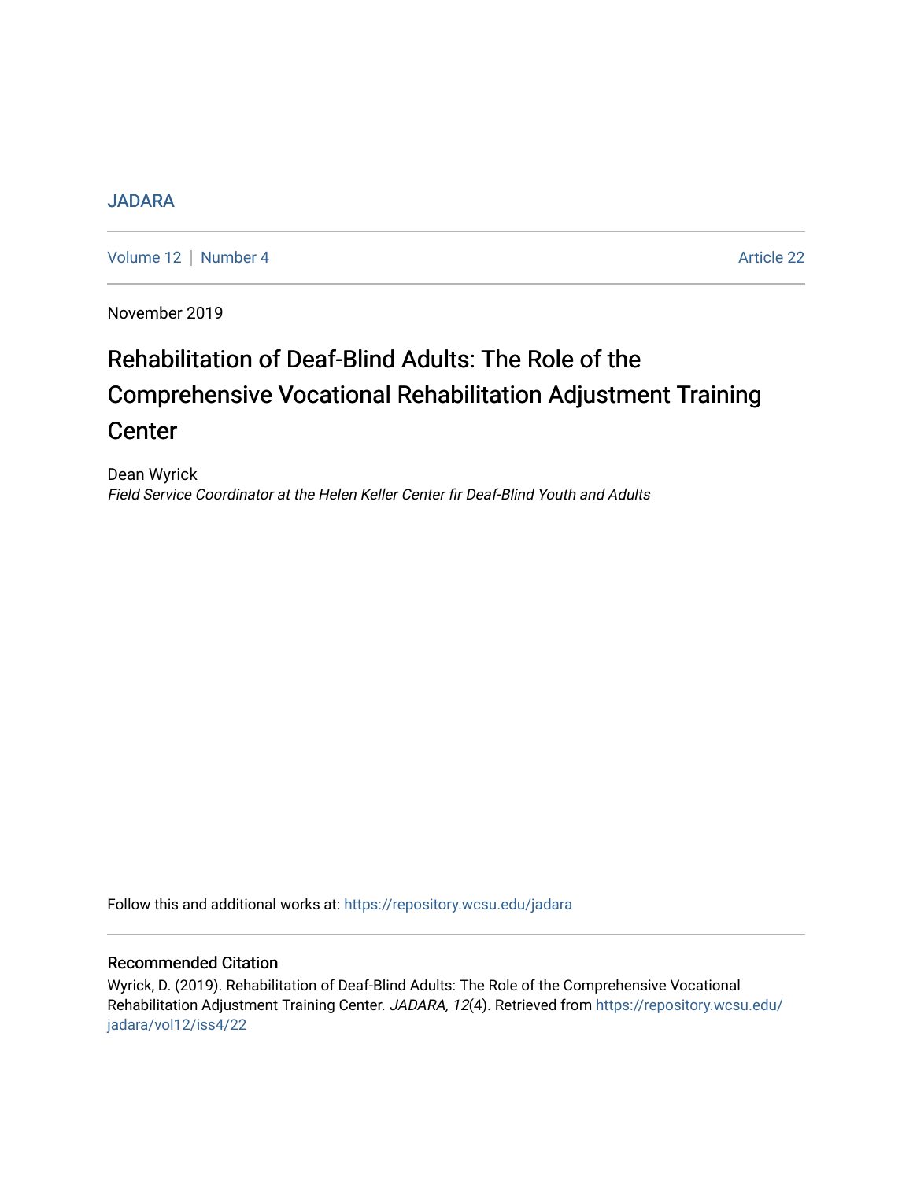JADARA

Volume 12 | Number 4 Article 22

November 2019

# Rehabilitation of Deaf-Blind Adults: The Role of the Comprehensive Vocational Rehabilitation Adjustment Training Center

Dean Wyrick

*Field Service Coordinator at the Helen Keller Center fir Deaf-Blind Youth and Adults*

Follow this and additional works at: https://repository.wcsu.edu/jadara

## Recommended Citation

Wyrick, D. (2019). Rehabilitation of Deaf-Blind Adults: The Role of the Comprehensive Vocational Rehabilitation Adjustment Training Center. *JADARA, 12*(4). Retrieved from https://repository.wcsu.edu/jadara/vol12/iss4/22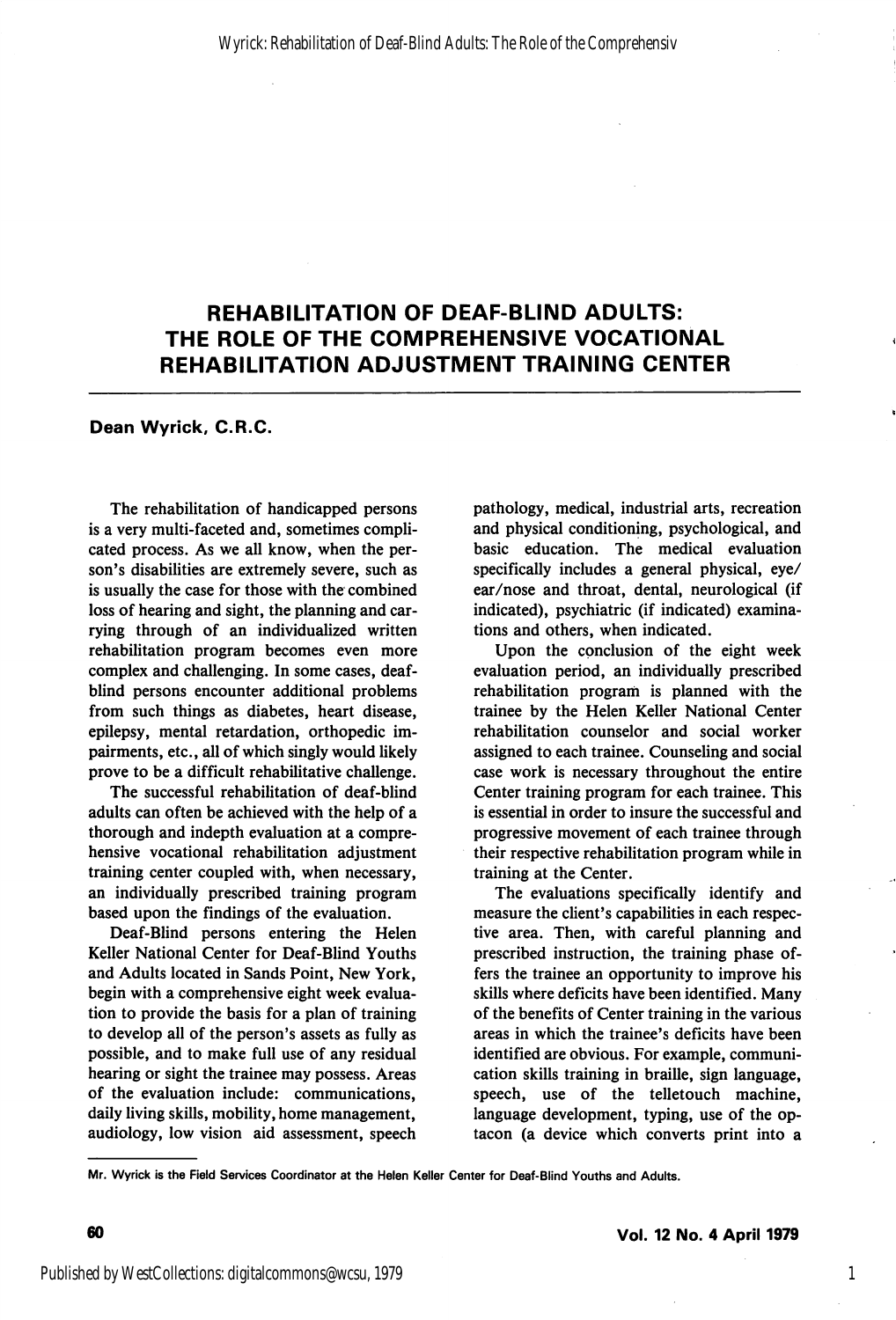# REHABILITATION OF DEAF-BLIND ADULTS: THE ROLE OF THE COMPREHENSIVE VOCATIONAL REHABILITATION ADJUSTMENT TRAINING CENTER

**Dean Wyrick, C.R.C.**

The rehabilitation of handicapped persons is a very multi-faceted and, sometimes complicated process. As we all know, when the person's disabilities are extremely severe, such as is usually the case for those with the combined loss of hearing and sight, the planning and carrying through of an individualized written rehabilitation program becomes even more complex and challenging. In some cases, deaf-blind persons encounter additional problems from such things as diabetes, heart disease, epilepsy, mental retardation, orthopedic impairments, etc., all of which singly would likely prove to be a difficult rehabilitative challenge.

The successful rehabilitation of deaf-blind adults can often be achieved with the help of a thorough and indepth evaluation at a comprehensive vocational rehabilitation adjustment training center coupled with, when necessary, an individually prescribed training program based upon the findings of the evaluation.

Deaf-Blind persons entering the Helen Keller National Center for Deaf-Blind Youths and Adults located in Sands Point, New York, begin with a comprehensive eight week evaluation to provide the basis for a plan of training to develop all of the person's assets as fully as possible, and to make full use of any residual hearing or sight the trainee may possess. Areas of the evaluation include: communications, daily living skills, mobility, home management, audiology, low vision aid assessment, speech pathology, medical, industrial arts, recreation and physical conditioning, psychological, and basic education. The medical evaluation specifically includes a general physical, eye/ear/nose and throat, dental, neurological (if indicated), psychiatric (if indicated) examinations and others, when indicated.

Upon the conclusion of the eight week evaluation period, an individually prescribed rehabilitation program is planned with the trainee by the Helen Keller National Center rehabilitation counselor and social worker assigned to each trainee. Counseling and social case work is necessary throughout the entire Center training program for each trainee. This is essential in order to insure the successful and progressive movement of each trainee through their respective rehabilitation program while in training at the Center.

The evaluations specifically identify and measure the client's capabilities in each respective area. Then, with careful planning and prescribed instruction, the training phase offers the trainee an opportunity to improve his skills where deficits have been identified. Many of the benefits of Center training in the various areas in which the trainee's deficits have been identified are obvious. For example, communication skills training in braille, sign language, speech, use of the telletouch machine, language development, typing, use of the optacon (a device which converts print into a

Mr. Wyrick is the Field Services Coordinator at the Helen Keller Center for Deaf-Blind Youths and Adults.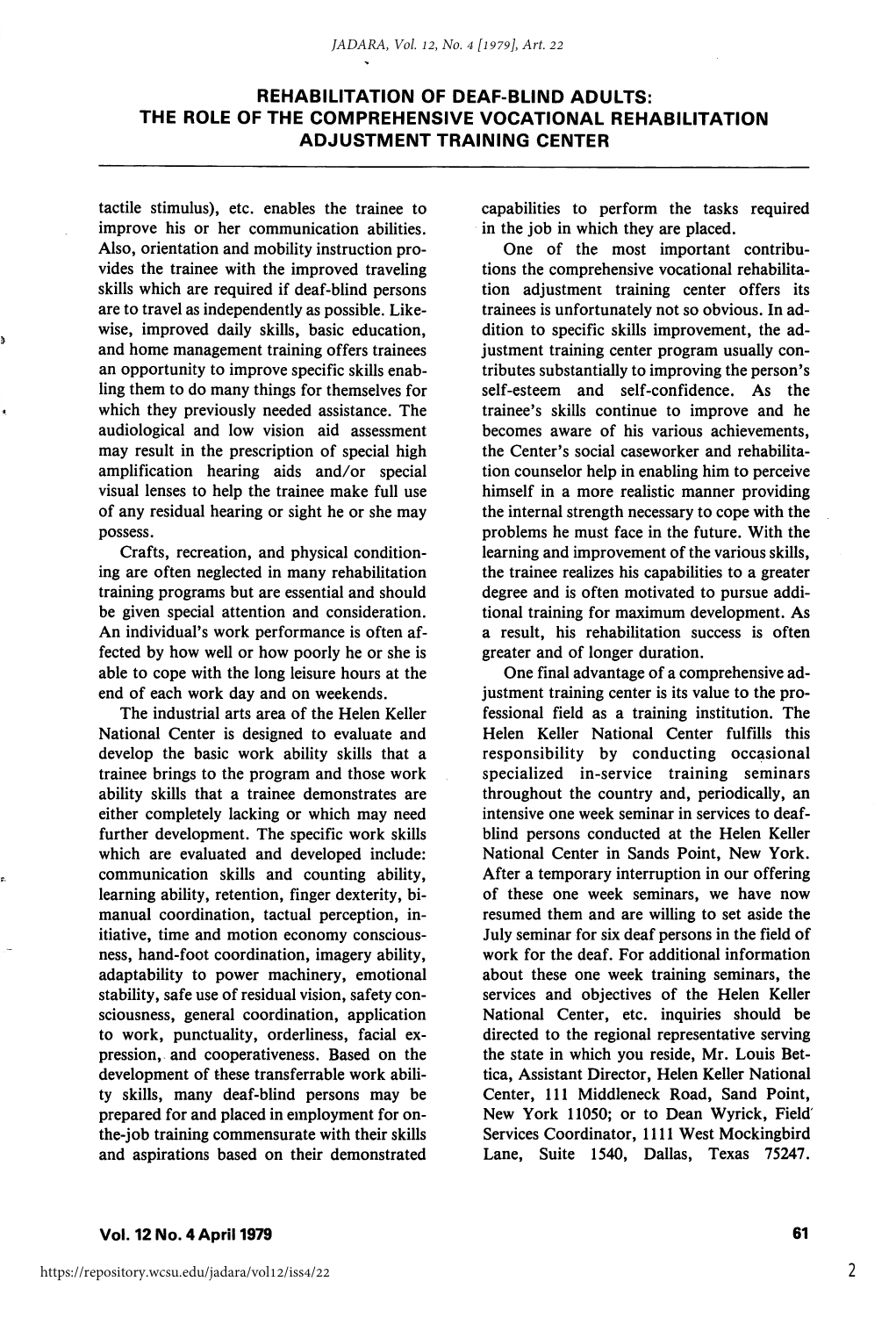# REHABILITATION OF DEAF-BLIND ADULTS: THE ROLE OF THE COMPREHENSIVE VOCATIONAL REHABILITATION ADJUSTMENT TRAINING CENTER

tactile stimulus), etc. enables the trainee to improve his or her communication abilities. Also, orientation and mobility instruction provides the trainee with the improved traveling skills which are required if deaf-blind persons are to travel as independently as possible. Likewise, improved daily skills, basic education, and home management training offers trainees an opportunity to improve specific skills enabling them to do many things for themselves for which they previously needed assistance. The audiological and low vision aid assessment may result in the prescription of special high amplification hearing aids and/or special visual lenses to help the trainee make full use of any residual hearing or sight he or she may possess.

Crafts, recreation, and physical conditioning are often neglected in many rehabilitation training programs but are essential and should be given special attention and consideration. An individual's work performance is often affected by how well or how poorly he or she is able to cope with the long leisure hours at the end of each work day and on weekends.

The industrial arts area of the Helen Keller National Center is designed to evaluate and develop the basic work ability skills that a trainee brings to the program and those work ability skills that a trainee demonstrates are either completely lacking or which may need further development. The specific work skills which are evaluated and developed include: communication skills and counting ability, learning ability, retention, finger dexterity, bimanual coordination, tactual perception, initiative, time and motion economy consciousness, hand-foot coordination, imagery ability, adaptability to power machinery, emotional stability, safe use of residual vision, safety consciousness, general coordination, application to work, punctuality, orderliness, facial expression, and cooperativeness. Based on the development of these transferrable work ability skills, many deaf-blind persons may be prepared for and placed in employment for on-the-job training commensurate with their skills and aspirations based on their demonstrated capabilities to perform the tasks required in the job in which they are placed.

One of the most important contributions the comprehensive vocational rehabilitation adjustment training center offers its trainees is unfortunately not so obvious. In addition to specific skills improvement, the adjustment training center program usually contributes substantially to improving the person's self-esteem and self-confidence. As the trainee's skills continue to improve and he becomes aware of his various achievements, the Center's social caseworker and rehabilitation counselor help in enabling him to perceive himself in a more realistic manner providing the internal strength necessary to cope with the problems he must face in the future. With the learning and improvement of the various skills, the trainee realizes his capabilities to a greater degree and is often motivated to pursue additional training for maximum development. As a result, his rehabilitation success is often greater and of longer duration.

One final advantage of a comprehensive adjustment training center is its value to the professional field as a training institution. The Helen Keller National Center fulfills this responsibility by conducting occasional specialized in-service training seminars throughout the country and, periodically, an intensive one week seminar in services to deaf-blind persons conducted at the Helen Keller National Center in Sands Point, New York. After a temporary interruption in our offering of these one week seminars, we have now resumed them and are willing to set aside the July seminar for six deaf persons in the field of work for the deaf. For additional information about these one week training seminars, the services and objectives of the Helen Keller National Center, etc. inquiries should be directed to the regional representative serving the state in which you reside, Mr. Louis Bettica, Assistant Director, Helen Keller National Center, 111 Middleneck Road, Sand Point, New York 11050; or to Dean Wyrick, Field Services Coordinator, 1111 West Mockingbird Lane, Suite 1540, Dallas, Texas 75247.